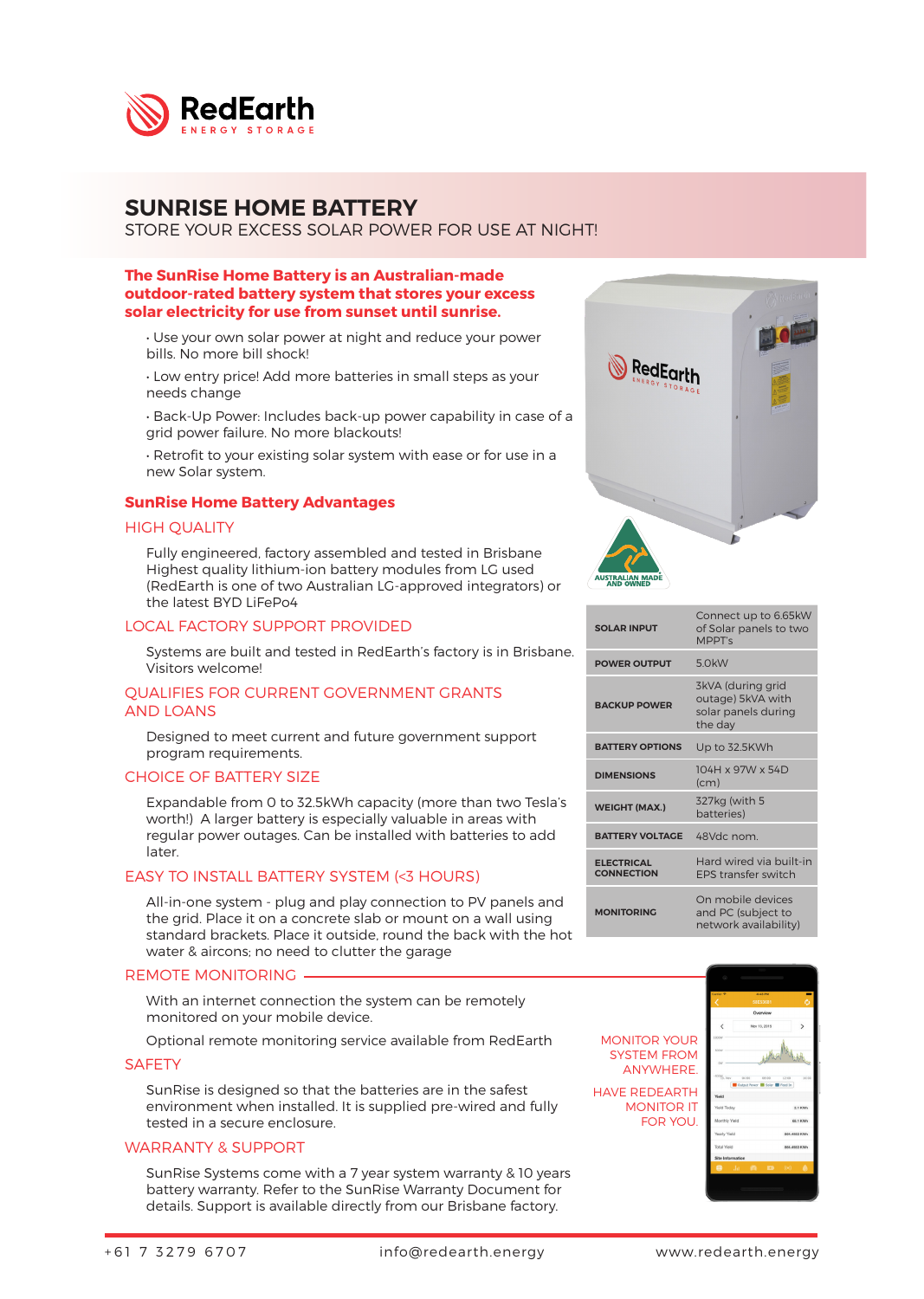RedEarth
ENERGY STORAGE

# SUNRISE HOME BATTERY

STORE YOUR EXCESS SOLAR POWER FOR USE AT NIGHT!

**The SunRise Home Battery is an Australian-made outdoor-rated battery system that stores your excess solar electricity for use from sunset until sunrise.**

- Use your own solar power at night and reduce your power bills. No more bill shock!
- Low entry price! Add more batteries in small steps as your needs change
- Back-Up Power: Includes back-up power capability in case of a grid power failure. No more blackouts!
- Retrofit to your existing solar system with ease or for use in a new Solar system.

## SunRise Home Battery Advantages

### HIGH QUALITY

Fully engineered, factory assembled and tested in Brisbane Highest quality lithium-ion battery modules from LG used (RedEarth is one of two Australian LG-approved integrators) or the latest BYD LiFePo4

### LOCAL FACTORY SUPPORT PROVIDED

Systems are built and tested in RedEarth's factory is in Brisbane. Visitors welcome!

### QUALIFIES FOR CURRENT GOVERNMENT GRANTS AND LOANS

Designed to meet current and future government support program requirements.

### CHOICE OF BATTERY SIZE

Expandable from 0 to 32.5kWh capacity (more than two Tesla's worth!) A larger battery is especially valuable in areas with regular power outages. Can be installed with batteries to add later.

### EASY TO INSTALL BATTERY SYSTEM (<3 HOURS)

All-in-one system - plug and play connection to PV panels and the grid. Place it on a concrete slab or mount on a wall using standard brackets. Place it outside, round the back with the hot water & aircons; no need to clutter the garage

### REMOTE MONITORING

With an internet connection the system can be remotely monitored on your mobile device.

Optional remote monitoring service available from RedEarth

### SAFETY

SunRise is designed so that the batteries are in the safest environment when installed. It is supplied pre-wired and fully tested in a secure enclosure.

### WARRANTY & SUPPORT

SunRise Systems come with a 7 year system warranty & 10 years battery warranty. Refer to the SunRise Warranty Document for details. Support is available directly from our Brisbane factory.

AUSTRALIAN MADE AND OWNED

| | |
|---|---|
| SOLAR INPUT | Connect up to 6.65kW of Solar panels to two MPPT's |
| POWER OUTPUT | 5.0kW |
| BACKUP POWER | 3kVA (during grid outage) 5kVA with solar panels during the day |
| BATTERY OPTIONS | Up to 32.5KWh |
| DIMENSIONS | 104H x 97W x 54D (cm) |
| WEIGHT (MAX.) | 327kg (with 5 batteries) |
| BATTERY VOLTAGE | 48Vdc nom. |
| ELECTRICAL CONNECTION | Hard wired via built-in EPS transfer switch |
| MONITORING | On mobile devices and PC (subject to network availability) |

MONITOR YOUR SYSTEM FROM ANYWHERE.

HAVE REDEARTH MONITOR IT FOR YOU.

+61 7 3279 6707 info@redearth.energy www.redearth.energy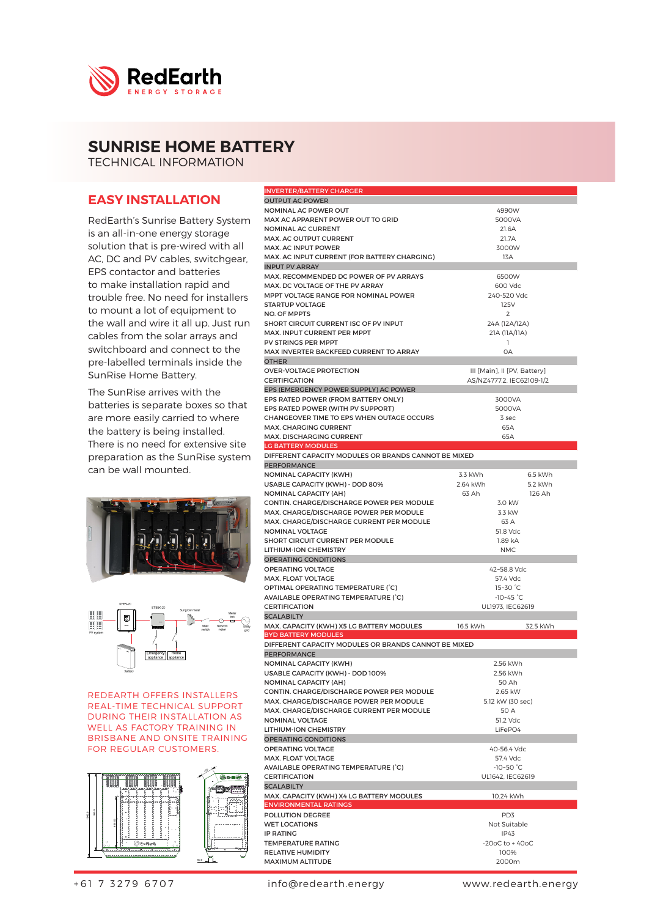# SUNRISE HOME BATTERY

TECHNICAL INFORMATION

## EASY INSTALLATION

RedEarth's Sunrise Battery System is an all-in-one energy storage solution that is pre-wired with all AC, DC and PV cables, switchgear, EPS contactor and batteries to make installation rapid and trouble free. No need for installers to mount a lot of equipment to the wall and wire it all up. Just run cables from the solar arrays and switchboard and connect to the pre-labelled terminals inside the SunRise Home Battery.

The SunRise arrives with the batteries is separate boxes so that are more easily carried to where the battery is being installed. There is no need for extensive site preparation as the SunRise system can be wall mounted.

REDEARTH OFFERS INSTALLERS REAL-TIME TECHNICAL SUPPORT DURING THEIR INSTALLATION AS WELL AS FACTORY TRAINING IN BRISBANE AND ONSITE TRAINING FOR REGULAR CUSTOMERS.

| | | |
|---|---|---|
| **INVERTER/BATTERY CHARGER** | | |
| **OUTPUT AC POWER** | | |
| NOMINAL AC POWER OUT | 4990W | |
| MAX AC APPARENT POWER OUT TO GRID | 5000VA | |
| NOMINAL AC CURRENT | 21.6A | |
| MAX. AC OUTPUT CURRENT | 21.7A | |
| MAX. AC INPUT POWER | 3000W | |
| MAX. AC INPUT CURRENT (FOR BATTERY CHARGING) | 13A | |
| **INPUT PV ARRAY** | | |
| MAX. RECOMMENDED DC POWER OF PV ARRAYS | 6500W | |
| MAX. DC VOLTAGE OF THE PV ARRAY | 600 Vdc | |
| MPPT VOLTAGE RANGE FOR NOMINAL POWER | 240-520 Vdc | |
| STARTUP VOLTAGE | 125V | |
| NO. OF MPPTS | 2 | |
| SHORT CIRCUIT CURRENT ISC OF PV INPUT | 24A (12A/12A) | |
| MAX. INPUT CURRENT PER MPPT | 21A (11A/11A) | |
| PV STRINGS PER MPPT | 1 | |
| MAX INVERTER BACKFEED CURRENT TO ARRAY | 0A | |
| **OTHER** | | |
| OVER-VOLTAGE PROTECTION | III [Main], II [PV, Battery] | |
| CERTIFICATION | AS/NZ4777.2, IEC62109-1/2 | |
| **EPS (EMERGENCY POWER SUPPLY) AC POWER** | | |
| EPS RATED POWER (FROM BATTERY ONLY) | 3000VA | |
| EPS RATED POWER (WITH PV SUPPORT) | 5000VA | |
| CHANGEOVER TIME TO EPS WHEN OUTAGE OCCURS | 3 sec | |
| MAX. CHARGING CURRENT | 65A | |
| MAX. DISCHARGING CURRENT | 65A | |
| **LG BATTERY MODULES** | | |
| DIFFERENT CAPACITY MODULES OR BRANDS CANNOT BE MIXED | | |
| **PERFORMANCE** | | |
| NOMINAL CAPACITY (KWH) | 3.3 kWh | 6.5 kWh |
| USABLE CAPACITY (KWH) - DOD 80% | 2.64 kWh | 5.2 kWh |
| NOMINAL CAPACITY (AH) | 63 Ah | 126 Ah |
| CONTIN. CHARGE/DISCHARGE POWER PER MODULE | 3.0 kW | |
| MAX. CHARGE/DISCHARGE POWER PER MODULE | 3.3 kW | |
| MAX. CHARGE/DISCHARGE CURRENT PER MODULE | 63 A | |
| NOMINAL VOLTAGE | 51.8 Vdc | |
| SHORT CIRCUIT CURRENT PER MODULE | 1.89 kA | |
| LITHIUM-ION CHEMISTRY | NMC | |
| **OPERATING CONDITIONS** | | |
| OPERATING VOLTAGE | 42~58.8 Vdc | |
| MAX. FLOAT VOLTAGE | 57.4 Vdc | |
| OPTIMAL OPERATING TEMPERATURE (˚C) | 15~30 ˚C | |
| AVAILABLE OPERATING TEMPERATURE (˚C) | -10~45 ˚C | |
| CERTIFICATION | UL1973, IEC62619 | |
| **SCALABILTY** | | |
| MAX. CAPACITY (KWH) X5 LG BATTERY MODULES | 16.5 kWh | 32.5 kWh |
| **BYD BATTERY MODULES** | | |
| DIFFERENT CAPACITY MODULES OR BRANDS CANNOT BE MIXED | | |
| **PERFORMANCE** | | |
| NOMINAL CAPACITY (KWH) | 2.56 kWh | |
| USABLE CAPACITY (KWH) - DOD 100% | 2.56 kWh | |
| NOMINAL CAPACITY (AH) | 50 Ah | |
| CONTIN. CHARGE/DISCHARGE POWER PER MODULE | 2.65 kW | |
| MAX. CHARGE/DISCHARGE POWER PER MODULE | 5.12 kW (30 sec) | |
| MAX. CHARGE/DISCHARGE CURRENT PER MODULE | 50 A | |
| NOMINAL VOLTAGE | 51.2 Vdc | |
| LITHIUM-ION CHEMISTRY | LiFePO4 | |
| **OPERATING CONDITIONS** | | |
| OPERATING VOLTAGE | 40-56.4 Vdc | |
| MAX. FLOAT VOLTAGE | 57.4 Vdc | |
| AVAILABLE OPERATING TEMPERATURE (˚C) | -10~50 ˚C | |
| CERTIFICATION | UL1642, IEC62619 | |
| **SCALABILTY** | | |
| MAX. CAPACITY (KWH) X4 LG BATTERY MODULES | 10.24 kWh | |
| **ENVIRONMENTAL RATINGS** | | |
| POLLUTION DEGREE | PD3 | |
| WET LOCATIONS | Not Suitable | |
| IP RATING | IP43 | |
| TEMPERATURE RATING | -20oC to + 40oC | |
| RELATIVE HUMIDITY | 100% | |
| MAXIMUM ALTITUDE | 2000m | |

+61 7 3279 6707 info@redearth.energy www.redearth.energy